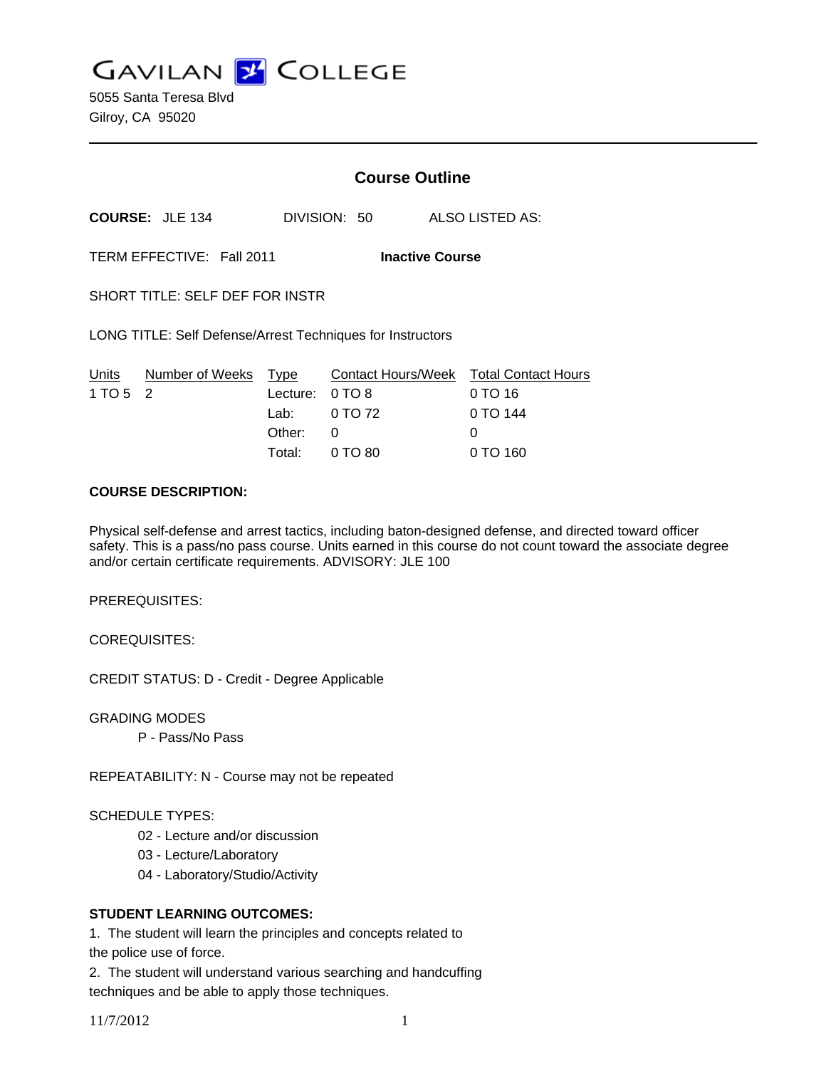# GAVILAN COLLEGE

5055 Santa Teresa Blvd
Gilroy, CA 95020

---

## Course Outline

**COURSE:** JLE 134 DIVISION: 50 ALSO LISTED AS:

TERM EFFECTIVE: Fall 2011 **Inactive Course**

SHORT TITLE: SELF DEF FOR INSTR

LONG TITLE: Self Defense/Arrest Techniques for Instructors

| Units | Number of Weeks | Type | Contact Hours/Week | Total Contact Hours |
|---|---|---|---|---|
| 1 TO 5 | 2 | Lecture: | 0 TO 8 | 0 TO 16 |
| | | Lab: | 0 TO 72 | 0 TO 144 |
| | | Other: | 0 | 0 |
| | | Total: | 0 TO 80 | 0 TO 160 |

**COURSE DESCRIPTION:**

Physical self-defense and arrest tactics, including baton-designed defense, and directed toward officer safety. This is a pass/no pass course. Units earned in this course do not count toward the associate degree and/or certain certificate requirements. ADVISORY: JLE 100

PREREQUISITES:

COREQUISITES:

CREDIT STATUS: D - Credit - Degree Applicable

GRADING MODES

P - Pass/No Pass

REPEATABILITY: N - Course may not be repeated

SCHEDULE TYPES:

02 - Lecture and/or discussion
03 - Lecture/Laboratory
04 - Laboratory/Studio/Activity

**STUDENT LEARNING OUTCOMES:**

1. The student will learn the principles and concepts related to the police use of force.
2. The student will understand various searching and handcuffing techniques and be able to apply those techniques.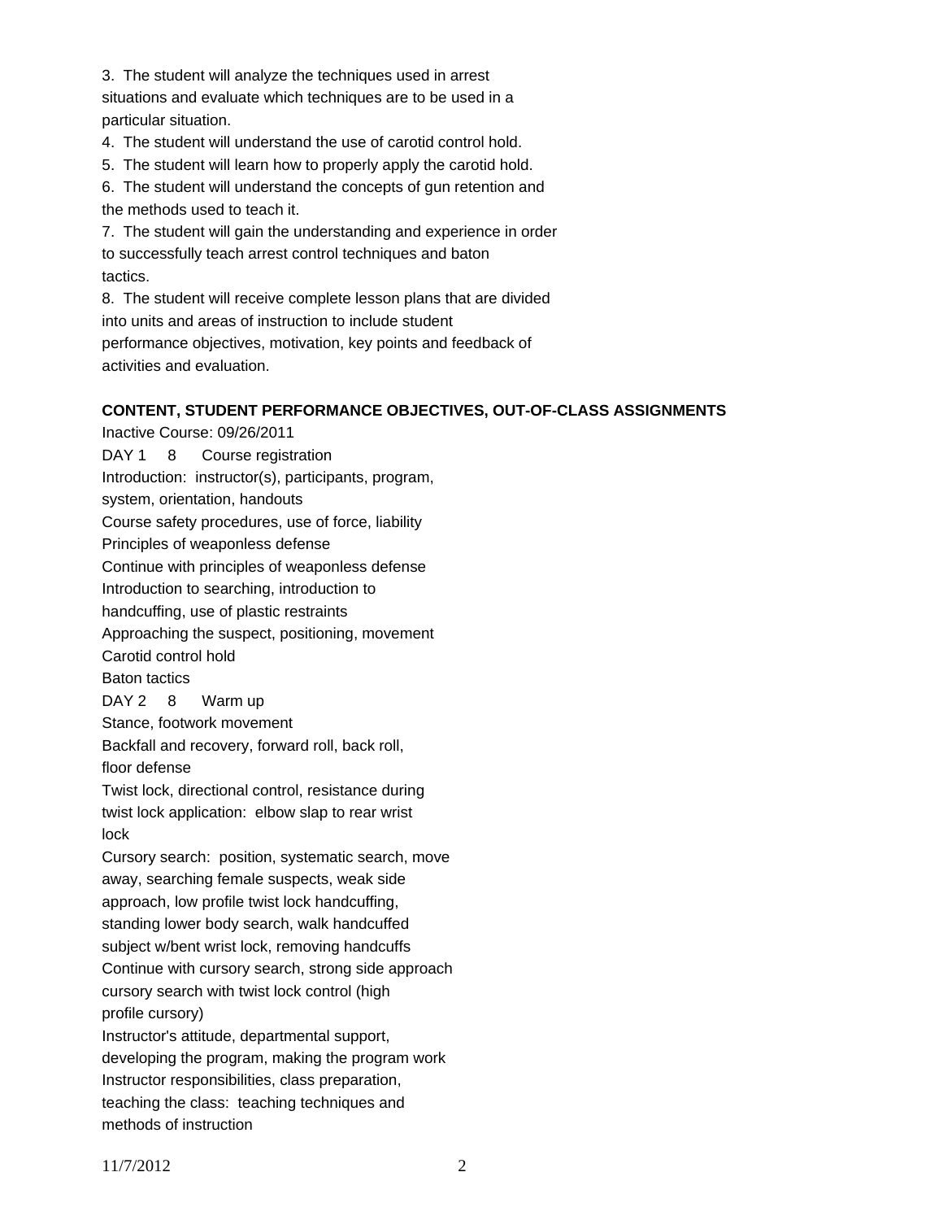3. The student will analyze the techniques used in arrest situations and evaluate which techniques are to be used in a particular situation.
4. The student will understand the use of carotid control hold.
5. The student will learn how to properly apply the carotid hold.
6. The student will understand the concepts of gun retention and the methods used to teach it.
7. The student will gain the understanding and experience in order to successfully teach arrest control techniques and baton tactics.
8. The student will receive complete lesson plans that are divided into units and areas of instruction to include student performance objectives, motivation, key points and feedback of activities and evaluation.

**CONTENT, STUDENT PERFORMANCE OBJECTIVES, OUT-OF-CLASS ASSIGNMENTS**

Inactive Course: 09/26/2011

DAY 1 8 Course registration
Introduction: instructor(s), participants, program, system, orientation, handouts
Course safety procedures, use of force, liability
Principles of weaponless defense
Continue with principles of weaponless defense
Introduction to searching, introduction to handcuffing, use of plastic restraints
Approaching the suspect, positioning, movement
Carotid control hold
Baton tactics

DAY 2 8 Warm up
Stance, footwork movement
Backfall and recovery, forward roll, back roll, floor defense
Twist lock, directional control, resistance during twist lock application: elbow slap to rear wrist lock
Cursory search: position, systematic search, move away, searching female suspects, weak side approach, low profile twist lock handcuffing, standing lower body search, walk handcuffed subject w/bent wrist lock, removing handcuffs
Continue with cursory search, strong side approach cursory search with twist lock control (high profile cursory)
Instructor's attitude, departmental support, developing the program, making the program work
Instructor responsibilities, class preparation, teaching the class: teaching techniques and methods of instruction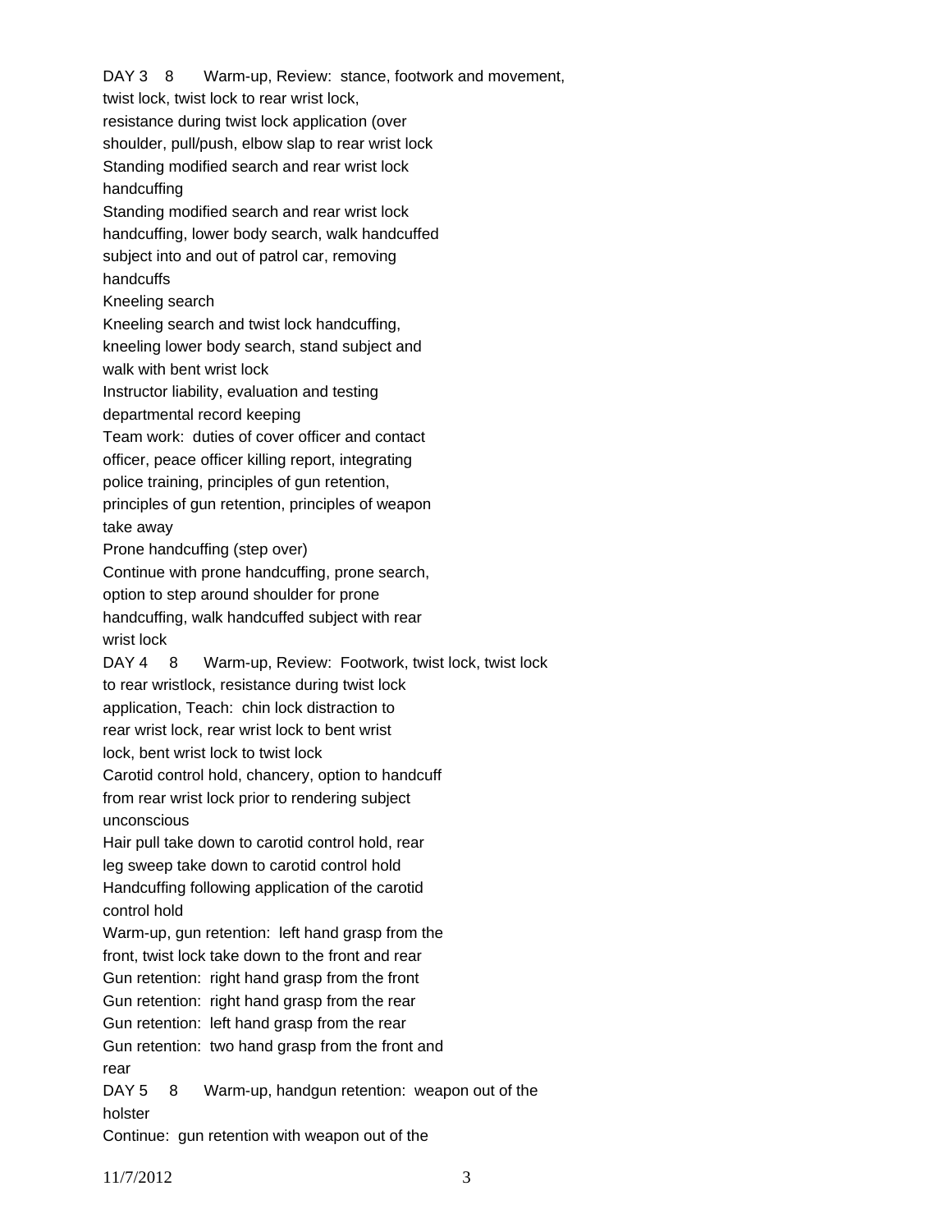DAY 3 8 Warm-up, Review: stance, footwork and movement, twist lock, twist lock to rear wrist lock, resistance during twist lock application (over shoulder, pull/push, elbow slap to rear wrist lock

Standing modified search and rear wrist lock handcuffing

Standing modified search and rear wrist lock handcuffing, lower body search, walk handcuffed subject into and out of patrol car, removing handcuffs

Kneeling search

Kneeling search and twist lock handcuffing, kneeling lower body search, stand subject and walk with bent wrist lock

Instructor liability, evaluation and testing departmental record keeping

Team work: duties of cover officer and contact officer, peace officer killing report, integrating police training, principles of gun retention, principles of gun retention, principles of weapon take away

Prone handcuffing (step over)

Continue with prone handcuffing, prone search, option to step around shoulder for prone handcuffing, walk handcuffed subject with rear wrist lock

DAY 4 8 Warm-up, Review: Footwork, twist lock, twist lock to rear wristlock, resistance during twist lock application, Teach: chin lock distraction to rear wrist lock, rear wrist lock to bent wrist lock, bent wrist lock to twist lock

Carotid control hold, chancery, option to handcuff from rear wrist lock prior to rendering subject unconscious

Hair pull take down to carotid control hold, rear leg sweep take down to carotid control hold

Handcuffing following application of the carotid control hold

Warm-up, gun retention: left hand grasp from the front, twist lock take down to the front and rear

Gun retention: right hand grasp from the front

Gun retention: right hand grasp from the rear

Gun retention: left hand grasp from the rear

Gun retention: two hand grasp from the front and rear

DAY 5 8 Warm-up, handgun retention: weapon out of the holster

Continue: gun retention with weapon out of the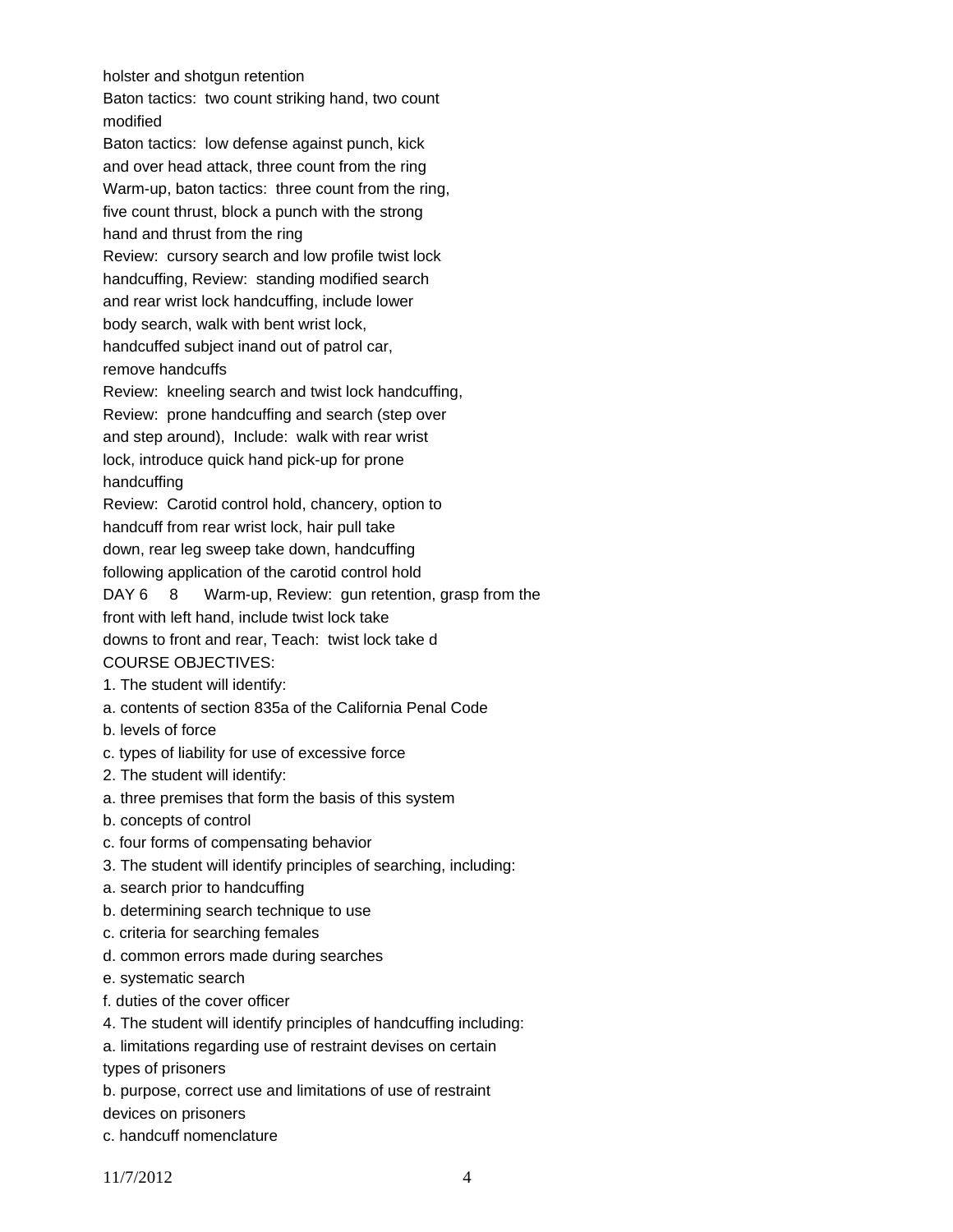holster and shotgun retention

Baton tactics: two count striking hand, two count modified

Baton tactics: low defense against punch, kick and over head attack, three count from the ring

Warm-up, baton tactics: three count from the ring, five count thrust, block a punch with the strong hand and thrust from the ring

Review: cursory search and low profile twist lock handcuffing, Review: standing modified search and rear wrist lock handcuffing, include lower body search, walk with bent wrist lock, handcuffed subject inand out of patrol car, remove handcuffs

Review: kneeling search and twist lock handcuffing, Review: prone handcuffing and search (step over and step around), Include: walk with rear wrist lock, introduce quick hand pick-up for prone handcuffing

Review: Carotid control hold, chancery, option to handcuff from rear wrist lock, hair pull take down, rear leg sweep take down, handcuffing following application of the carotid control hold

DAY 6 8 Warm-up, Review: gun retention, grasp from the front with left hand, include twist lock take downs to front and rear, Teach: twist lock take d

COURSE OBJECTIVES:

1. The student will identify:

a. contents of section 835a of the California Penal Code

b. levels of force

c. types of liability for use of excessive force

2. The student will identify:

a. three premises that form the basis of this system

b. concepts of control

c. four forms of compensating behavior

3. The student will identify principles of searching, including:

a. search prior to handcuffing

b. determining search technique to use

c. criteria for searching females

d. common errors made during searches

e. systematic search

f. duties of the cover officer

4. The student will identify principles of handcuffing including:

a. limitations regarding use of restraint devises on certain types of prisoners

b. purpose, correct use and limitations of use of restraint devices on prisoners

c. handcuff nomenclature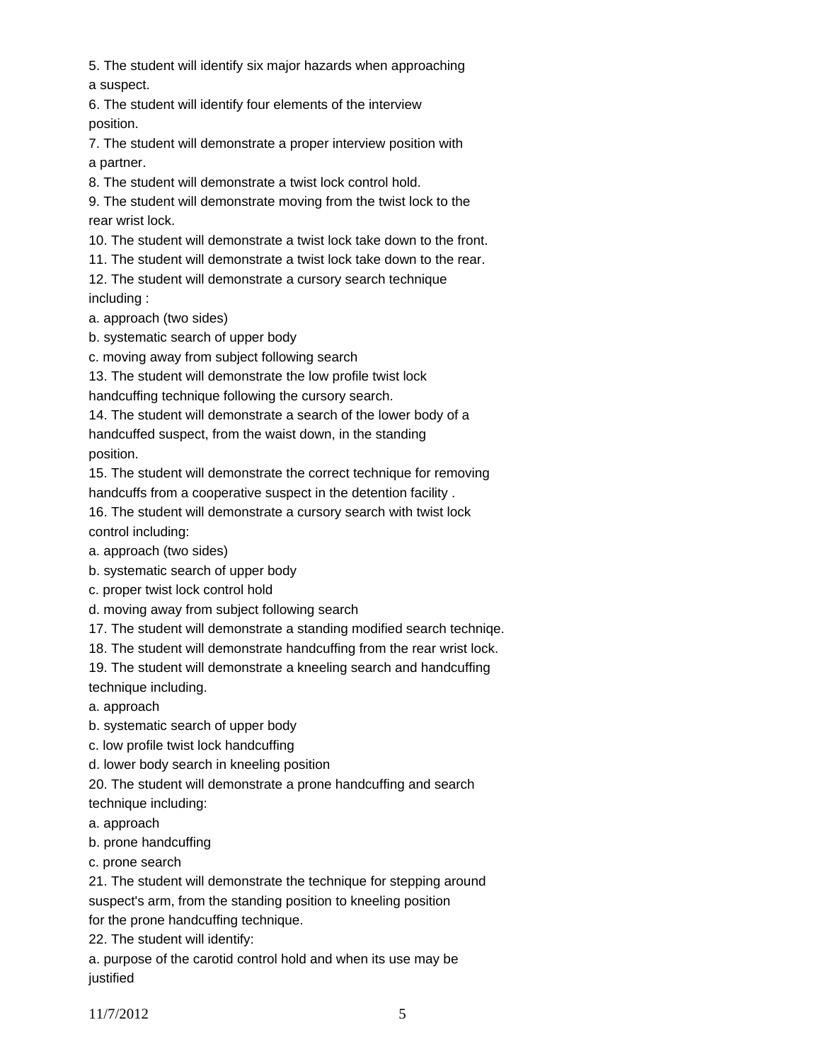5. The student will identify six major hazards when approaching a suspect.

6. The student will identify four elements of the interview position.

7. The student will demonstrate a proper interview position with a partner.

8. The student will demonstrate a twist lock control hold.

9. The student will demonstrate moving from the twist lock to the rear wrist lock.

10. The student will demonstrate a twist lock take down to the front.

11. The student will demonstrate a twist lock take down to the rear.

12. The student will demonstrate a cursory search technique including :

a. approach (two sides)

b. systematic search of upper body

c. moving away from subject following search

13. The student will demonstrate the low profile twist lock handcuffing technique following the cursory search.

14. The student will demonstrate a search of the lower body of a handcuffed suspect, from the waist down, in the standing position.

15. The student will demonstrate the correct technique for removing handcuffs from a cooperative suspect in the detention facility .

16. The student will demonstrate a cursory search with twist lock control including:

a. approach (two sides)

b. systematic search of upper body

c. proper twist lock control hold

d. moving away from subject following search

17. The student will demonstrate a standing modified search techniqe.

18. The student will demonstrate handcuffing from the rear wrist lock.

19. The student will demonstrate a kneeling search and handcuffing technique including.

a. approach

b. systematic search of upper body

c. low profile twist lock handcuffing

d. lower body search in kneeling position

20. The student will demonstrate a prone handcuffing and search technique including:

a. approach

b. prone handcuffing

c. prone search

21. The student will demonstrate the technique for stepping around suspect's arm, from the standing position to kneeling position for the prone handcuffing technique.

22. The student will identify:

a. purpose of the carotid control hold and when its use may be justified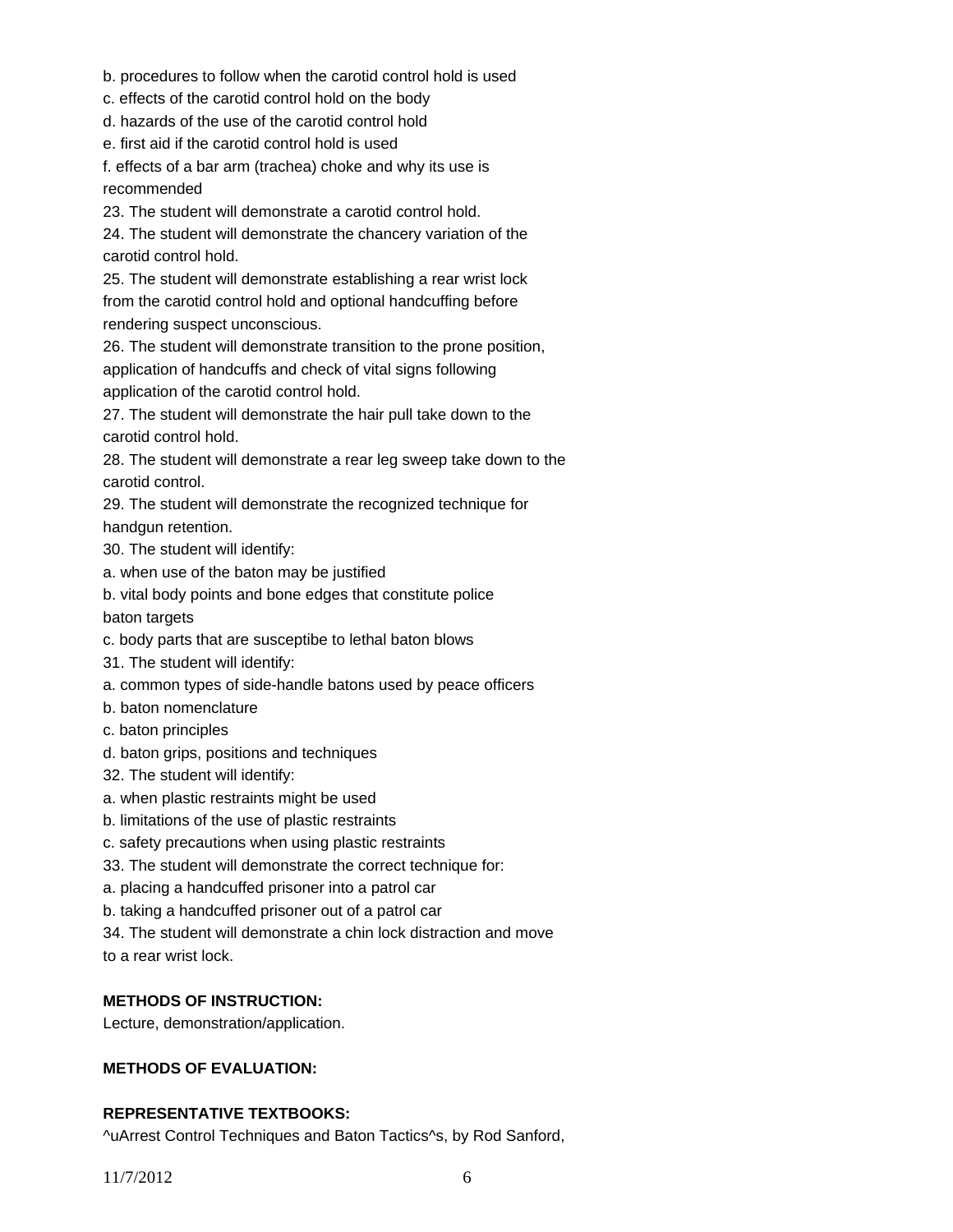b. procedures to follow when the carotid control hold is used

c. effects of the carotid control hold on the body

d. hazards of the use of the carotid control hold

e. first aid if the carotid control hold is used

f. effects of a bar arm (trachea) choke and why its use is recommended

23. The student will demonstrate a carotid control hold.

24. The student will demonstrate the chancery variation of the carotid control hold.

25. The student will demonstrate establishing a rear wrist lock from the carotid control hold and optional handcuffing before rendering suspect unconscious.

26. The student will demonstrate transition to the prone position, application of handcuffs and check of vital signs following application of the carotid control hold.

27. The student will demonstrate the hair pull take down to the carotid control hold.

28. The student will demonstrate a rear leg sweep take down to the carotid control.

29. The student will demonstrate the recognized technique for handgun retention.

30. The student will identify:

a. when use of the baton may be justified

b. vital body points and bone edges that constitute police baton targets

c. body parts that are susceptibe to lethal baton blows

31. The student will identify:

a. common types of side-handle batons used by peace officers

b. baton nomenclature

c. baton principles

d. baton grips, positions and techniques

32. The student will identify:

a. when plastic restraints might be used

b. limitations of the use of plastic restraints

c. safety precautions when using plastic restraints

33. The student will demonstrate the correct technique for:

a. placing a handcuffed prisoner into a patrol car

b. taking a handcuffed prisoner out of a patrol car

34. The student will demonstrate a chin lock distraction and move to a rear wrist lock.

**METHODS OF INSTRUCTION:**

Lecture, demonstration/application.

**METHODS OF EVALUATION:**

**REPRESENTATIVE TEXTBOOKS:**

^uArrest Control Techniques and Baton Tactics^s, by Rod Sanford,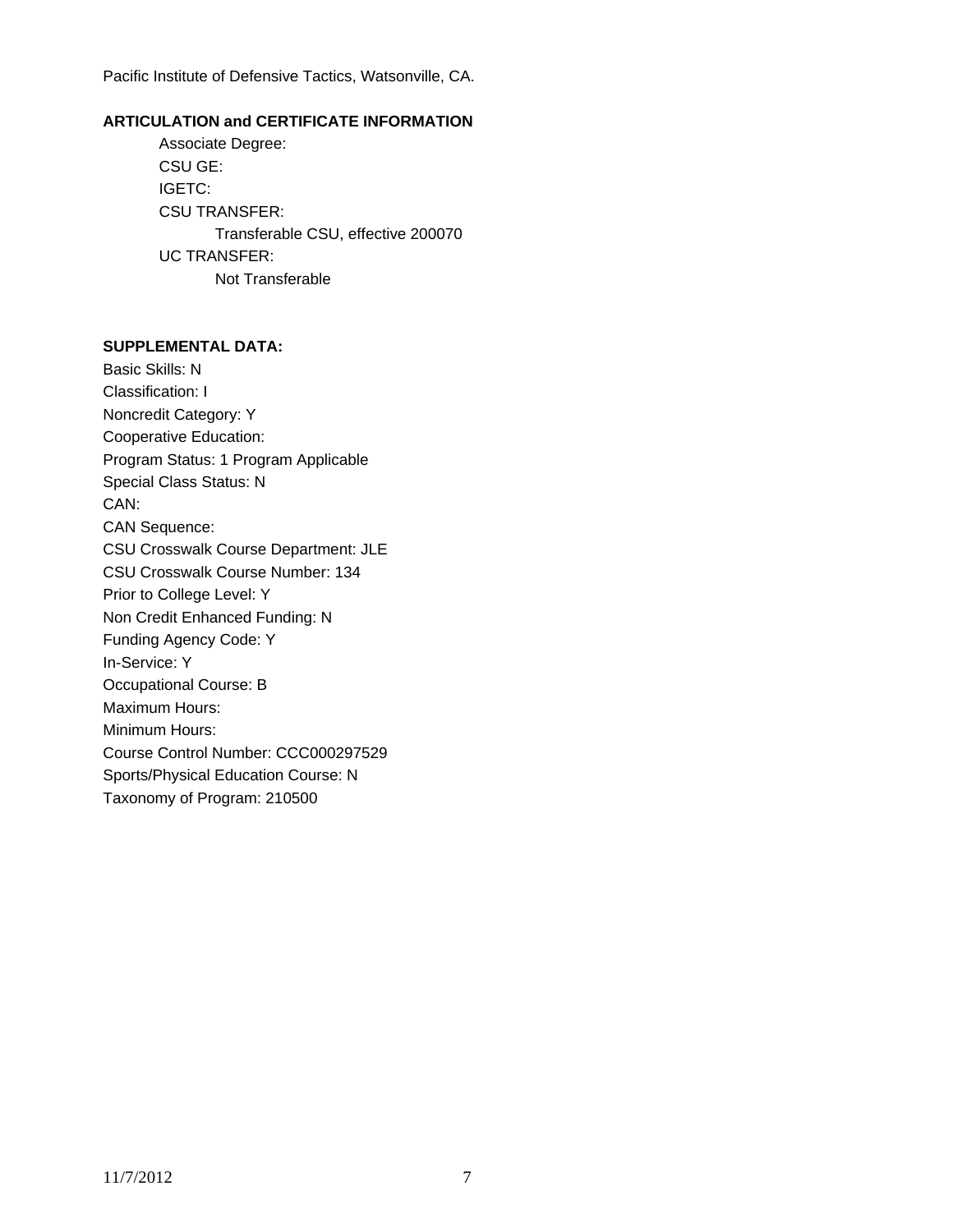Pacific Institute of Defensive Tactics, Watsonville, CA.

**ARTICULATION and CERTIFICATE INFORMATION**

Associate Degree:
CSU GE:
IGETC:
CSU TRANSFER:
Transferable CSU, effective 200070
UC TRANSFER:
Not Transferable

**SUPPLEMENTAL DATA:**

Basic Skills: N
Classification: I
Noncredit Category: Y
Cooperative Education:
Program Status: 1 Program Applicable
Special Class Status: N
CAN:
CAN Sequence:
CSU Crosswalk Course Department: JLE
CSU Crosswalk Course Number: 134
Prior to College Level: Y
Non Credit Enhanced Funding: N
Funding Agency Code: Y
In-Service: Y
Occupational Course: B
Maximum Hours:
Minimum Hours:
Course Control Number: CCC000297529
Sports/Physical Education Course: N
Taxonomy of Program: 210500